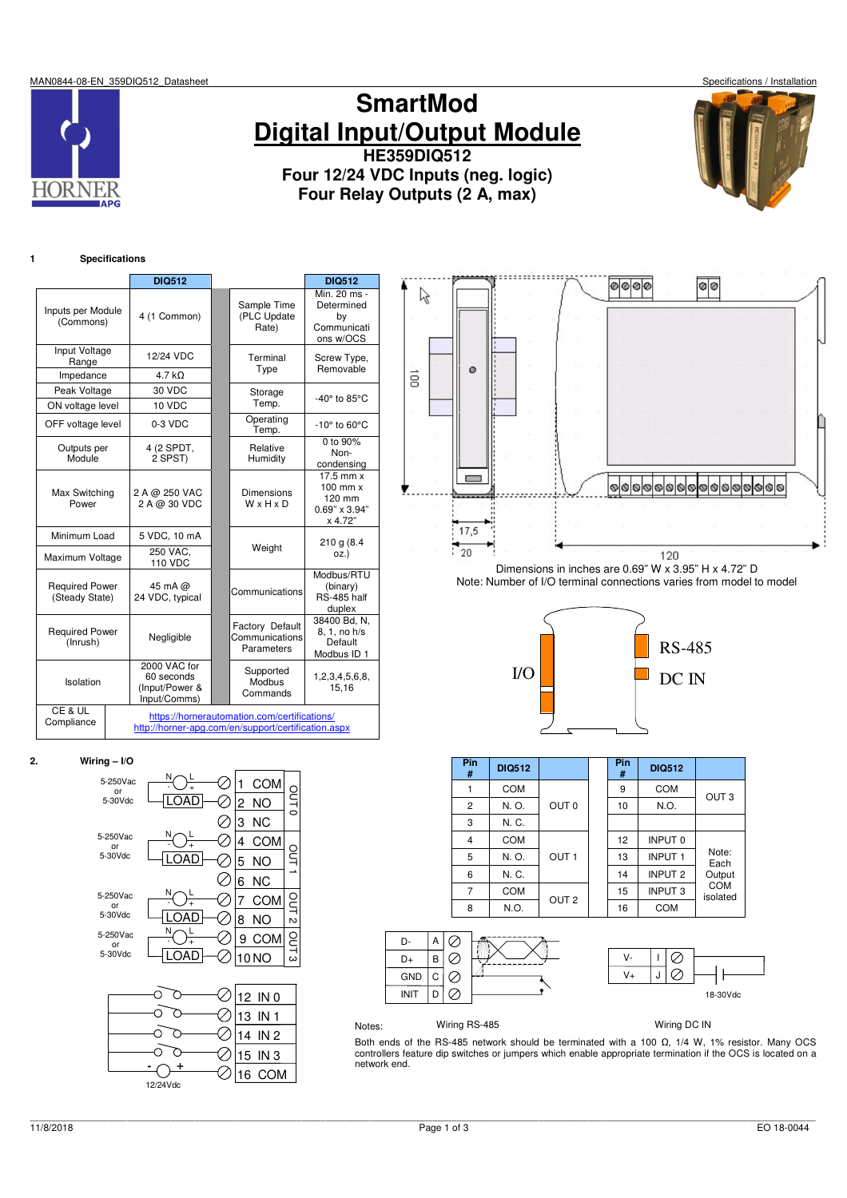# SmartMod

# Digital Input/Output Module

## HE359DIQ512

## Four 12/24 VDC Inputs (neg. logic)

## Four Relay Outputs (2 A, max)

## 1 Specifications

| | DIQ512 | | DIQ512 |
|---|---|---|---|
| Inputs per Module (Commons) | 4 (1 Common) | Sample Time (PLC Update Rate) | Min. 20 ms - Determined by Communications w/OCS |
| Input Voltage Range | 12/24 VDC | Terminal Type | Screw Type, Removable |
| Impedance | 4.7 kΩ | | |
| Peak Voltage | 30 VDC | Storage Temp. | -40° to 85°C |
| ON voltage level | 10 VDC | | |
| OFF voltage level | 0-3 VDC | Operating Temp. | -10° to 60°C |
| Outputs per Module | 4 (2 SPDT, 2 SPST) | Relative Humidity | 0 to 90% Non-condensing |
| Max Switching Power | 2 A @ 250 VAC<br>2 A @ 30 VDC | Dimensions W x H x D | 17.5 mm x 100 mm x 120 mm<br>0.69" x 3.94" x 4.72" |
| Minimum Load | 5 VDC, 10 mA | Weight | 210 g (8.4 oz.) |
| Maximum Voltage | 250 VAC, 110 VDC | | |
| Required Power (Steady State) | 45 mA @ 24 VDC, typical | Communications | Modbus/RTU (binary) RS-485 half duplex |
| Required Power (Inrush) | Negligible | Factory Default Communications Parameters | 38400 Bd, N, 8, 1, no h/s<br>Default Modbus ID 1 |
| Isolation | 2000 VAC for 60 seconds (Input/Power & Input/Comms) | Supported Modbus Commands | 1,2,3,4,5,6,8, 15,16 |
| CE & UL Compliance | https://hornerautomation.com/certifications/<br>http://horner-apg.com/en/support/certification.aspx | | |

Dimensions in inches are 0.69" W x 3.95" H x 4.72" D

Note: Number of I/O terminal connections varies from model to model

## 2. Wiring – I/O

| Pin # | DIQ512 | | Pin # | DIQ512 | |
|---|---|---|---|---|---|
| 1 | COM | OUT 0 | 9 | COM | OUT 3 |
| 2 | N. O. | | 10 | N.O. | |
| 3 | N. C. | | | | |
| 4 | COM | OUT 1 | 12 | INPUT 0 | Note: Each Output COM isolated |
| 5 | N. O. | | 13 | INPUT 1 | |
| 6 | N. C. | | 14 | INPUT 2 | |
| 7 | COM | OUT 2 | 15 | INPUT 3 | |
| 8 | N.O. | | 16 | COM | |

Notes:

Wiring RS-485 — Wiring DC IN

Both ends of the RS-485 network should be terminated with a 100 Ω, 1/4 W, 1% resistor. Many OCS controllers feature dip switches or jumpers which enable appropriate termination if the OCS is located on a network end.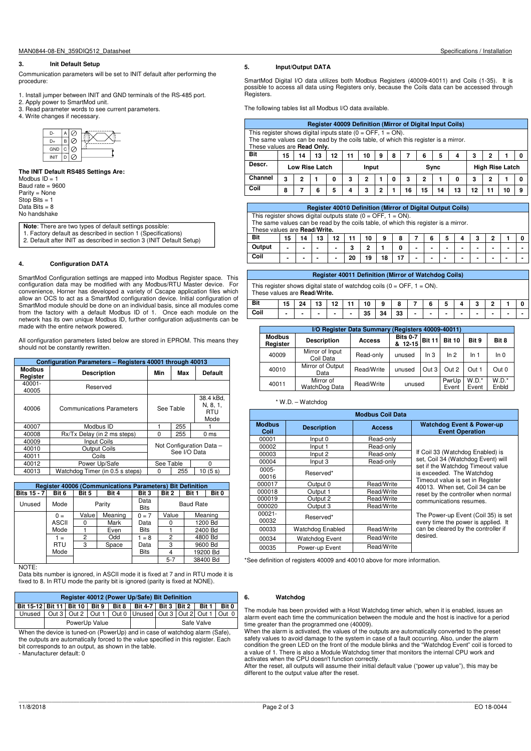### 3. Init Default Setup

Communication parameters will be set to INIT default after performing the procedure:

1. Install jumper between INIT and GND terminals of the RS-485 port.
2. Apply power to SmartMod unit.
3. Read parameter words to see current parameters.
4. Write changes if necessary.

| D- | A |
|---|---|
| D+ | B |
| GND | C |
| INIT | D |

**The INIT Default RS485 Settings Are:**
Modbus ID = 1
Baud rate = 9600
Parity = None
Stop Bits = 1
Data Bits = 8
No handshake

**Note**: There are two types of default settings possible:
1. Factory default as described in section 1 (Specifications)
2. Default after INIT as described in section 3 (INIT Default Setup)

### 4. Configuration DATA

SmartMod Configuration settings are mapped into Modbus Register space. This configuration data may be modified with any Modbus/RTU Master device. For convenience, Horner has developed a variety of Cscape application files which allow an OCS to act as a SmartMod configuration device. Initial configuration of SmartMod module should be done on an individual basis, since all modules come from the factory with a default Modbus ID of 1. Once each module on the network has its own unique Modbus ID, further configuration adjustments can be made with the entire network powered.

All configuration parameters listed below are stored in EPROM. This means they should not be constantly rewritten.

| Configuration Parameters – Registers 40001 through 40013 | | | | |
|---|---|---|---|---|
| **Modbus Register** | **Description** | **Min** | **Max** | **Default** |
| 40001-40005 | Reserved | | | |
| 40006 | Communications Parameters | See Table | | 38.4 kBd, N, 8, 1, RTU Mode |
| 40007 | Modbus ID | 1 | 255 | 1 |
| 40008 | Rx/Tx Delay (in 2 ms steps) | 0 | 255 | 0 ms |
| 40009 | Input Coils | Not Configuration Data – See I/O Data | | |
| 40010 | Output Coils | | | |
| 40011 | Coils | | | |
| 40012 | Power Up/Safe | See Table | | 0 |
| 40013 | Watchdog Timer (in 0.5 s steps) | 0 | 255 | 10 (5 s) |

| Register 40006 (Communications Parameters) Bit Definition | | | | | | |
|---|---|---|---|---|---|---|
| **Bits 15 - 7** | **Bit 6** | **Bit 5** | **Bit 4** | **Bit 3** | **Bit 2 / Bit 1 / Bit 0** | |
| Unused | Mode | Parity | | Data Bits | Baud Rate | |
| | 0 = ASCII Mode | Value | Meaning | 0 = 7 Data Bits | Value | Meaning |
| | | 0 | Mark | | 0 | 1200 Bd |
| | | 1 | Even | | 1 | 2400 Bd |
| | 1 = RTU Mode | 2 | Odd | 1 = 8 Data Bits | 2 | 4800 Bd |
| | | 3 | Space | | 3 | 9600 Bd |
| | | | | | 4 | 19200 Bd |
| | | | | | 5-7 | 38400 Bd |

NOTE:
Data bits number is ignored, in ASCII mode it is fixed at 7 and in RTU mode it is fixed to 8. In RTU mode the parity bit is ignored (parity is fixed at NONE).

| Register 40012 (Power Up/Safe) Bit Definition | | | | | | | | | |
|---|---|---|---|---|---|---|---|---|---|
| **Bit 15-12** | **Bit 11** | **Bit 10** | **Bit 9** | **Bit 8** | **Bit 4-7** | **Bit 3** | **Bit 2** | **Bit 1** | **Bit 0** |
| Unused | Out 3 | Out 2 | Out 1 | Out 0 | Unused | Out 3 | Out 2 | Out 1 | Out 0 |
| | PowerUp Value | | | | | Safe Valve | | | |

When the device is tuned-on (PowerUp) and in case of watchdog alarm (Safe), the outputs are automatically forced to the value specified in this register. Each bit corresponds to an output, as shown in the table.
- Manufacturer default: 0

### 5. Input/Output DATA

SmartMod Digital I/O data utilizes both Modbus Registers (40009-40011) and Coils (1-35). It is possible to access all data using Registers only, because the Coils data can be accessed through Registers.

The following tables list all Modbus I/O data available.

**Register 40009 Definition (Mirror of Digital Input Coils)**

This register shows digital inputs state (0 = OFF, 1 = ON).
The same values can be read by the coils table, of which this register is a mirror.
These values are **Read Only.**

| **Bit** | 15 | 14 | 13 | 12 | 11 | 10 | 9 | 8 | 7 | 6 | 5 | 4 | 3 | 2 | 1 | 0 |
|---|---|---|---|---|---|---|---|---|---|---|---|---|---|---|---|---|
| **Descr.** | Low Rise Latch | | | | Input | | | | Sync | | | | High Rise Latch | | | |
| **Channel** | 3 | 2 | 1 | 0 | 3 | 2 | 1 | 0 | 3 | 2 | 1 | 0 | 3 | 2 | 1 | 0 |
| **Coil** | 8 | 7 | 6 | 5 | 4 | 3 | 2 | 1 | 16 | 15 | 14 | 13 | 12 | 11 | 10 | 9 |

**Register 40010 Definition (Mirror of Digital Output Coils)**

This register shows digital outputs state (0 = OFF, 1 = ON).
The same values can be read by the coils table, of which this register is a mirror.
These values are **Read/Write.**

| **Bit** | 15 | 14 | 13 | 12 | 11 | 10 | 9 | 8 | 7 | 6 | 5 | 4 | 3 | 2 | 1 | 0 |
|---|---|---|---|---|---|---|---|---|---|---|---|---|---|---|---|---|
| **Output** | - | - | - | - | 3 | 2 | 1 | 0 | - | - | - | - | - | - | - | - |
| **Coil** | - | - | - | - | 20 | 19 | 18 | 17 | - | - | - | - | - | - | - | - |

**Register 40011 Definition (Mirror of Watchdog Coils)**

This register shows digital state of watchdog coils (0 = OFF, 1 = ON).
These values are **Read/Write.**

| **Bit** | 15 | 24 | 13 | 12 | 11 | 10 | 9 | 8 | 7 | 6 | 5 | 4 | 3 | 2 | 1 | 0 |
|---|---|---|---|---|---|---|---|---|---|---|---|---|---|---|---|---|
| **Coil** | - | - | - | - | - | 35 | 34 | 33 | - | - | - | - | - | - | - | - |

| I/O Register Data Summary (Registers 40009-40011) | | | | | | | |
|---|---|---|---|---|---|---|---|
| **Modbus Register** | **Description** | **Access** | **Bits 0-7 & 12-15** | **Bit 11** | **Bit 10** | **Bit 9** | **Bit 8** |
| 40009 | Mirror of Input Coil Data | Read-only | unused | In 3 | In 2 | In 1 | In 0 |
| 40010 | Mirror of Output Data | Read/Write | unused | Out 3 | Out 2 | Out 1 | Out 0 |
| 40011 | Mirror of WatchDog Data | Read/Write | unused | | PwrUp Event | W.D.* Event | W.D.* Enbld |

\* W.D. – Watchdog

| Modbus Coil Data | | | |
|---|---|---|---|
| **Modbus Coil** | **Description** | **Access** | **Watchdog Event & Power-up Event Operation** |
| 00001 | Input 0 | Read-only | If Coil 33 (Watchdog Enabled) is set, Coil 34 (Watchdog Event) will set if the Watchdog Timeout value is exceeded. The Watchdog Timeout value is set in Register 40013. When set, Coil 34 can be reset by the controller when normal communications resumes. |
| 00002 | Input 1 | Read-only | |
| 00003 | Input 2 | Read-only | |
| 00004 | Input 3 | Read-only | |
| 0005-00016 | Reserved* | | |
| 000017 | Output 0 | Read/Write | |
| 000018 | Output 1 | Read/Write | |
| 000019 | Output 2 | Read/Write | |
| 000020 | Output 3 | Read/Write | |
| 00021-00032 | Reserved* | | The Power-up Event (Coil 35) is set every time the power is applied. It can be cleared by the controller if desired. |
| 00033 | Watchdog Enabled | Read/Write | |
| 00034 | Watchdog Event | Read/Write | |
| 00035 | Power-up Event | Read/Write | |

\*See definition of registers 40009 and 40010 above for more information.

### 6. Watchdog

The module has been provided with a Host Watchdog timer which, when it is enabled, issues an alarm event each time the communication between the module and the host is inactive for a period time greater than the programmed one (40009).
When the alarm is activated, the values of the outputs are automatically converted to the preset safety values to avoid damage to the system in case of a fault occurring. Also, under the alarm condition the green LED on the front of the module blinks and the "Watchdog Event" coil is forced to a value of 1. There is also a Module Watchdog timer that monitors the internal CPU work and activates when the CPU doesn't function correctly.
After the reset, all outputs will assume their initial default value ("power up value"), this may be different to the output value after the reset.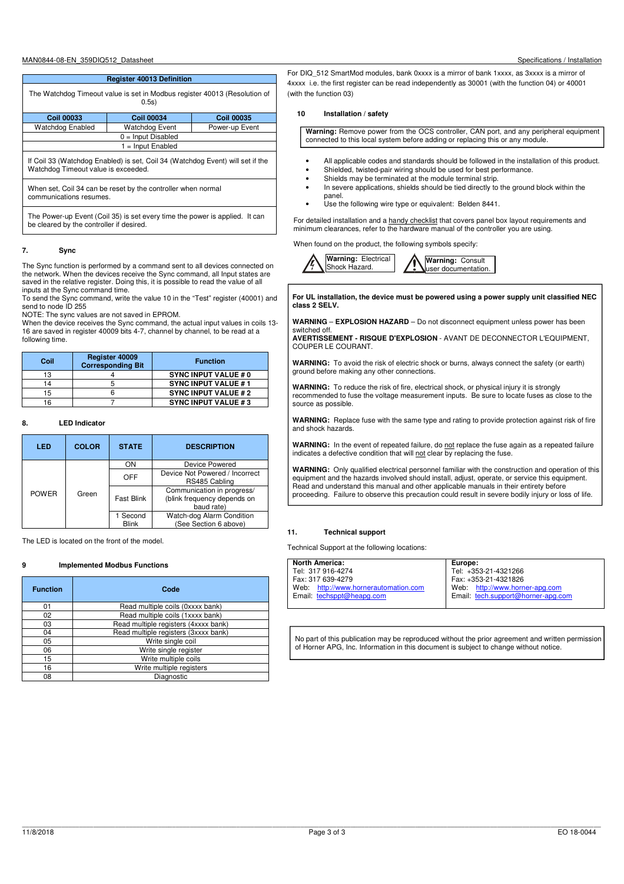| Register 40013 Definition | | |
| --- | --- | --- |
| The Watchdog Timeout value is set in Modbus register 40013 (Resolution of 0.5s) | | |
| **Coil 00033** | **Coil 00034** | **Coil 00035** |
| Watchdog Enabled | Watchdog Event | Power-up Event |
| 0 = Input Disabled | | |
| 1 = Input Enabled | | |
| If Coil 33 (Watchdog Enabled) is set, Coil 34 (Watchdog Event) will set if the Watchdog Timeout value is exceeded. | | |
| When set, Coil 34 can be reset by the controller when normal communications resumes. | | |
| The Power-up Event (Coil 35) is set every time the power is applied. It can be cleared by the controller if desired. | | |

## 7. Sync

The Sync function is performed by a command sent to all devices connected on the network. When the devices receive the Sync command, all Input states are saved in the relative register. Doing this, it is possible to read the value of all inputs at the Sync command time.
To send the Sync command, write the value 10 in the "Test" register (40001) and send to node ID 255
NOTE: The sync values are not saved in EPROM.
When the device receives the Sync command, the actual input values in coils 13-16 are saved in register 40009 bits 4-7, channel by channel, to be read at a following time.

| Coil | Register 40009 Corresponding Bit | Function |
| --- | --- | --- |
| 13 | 4 | **SYNC INPUT VALUE # 0** |
| 14 | 5 | **SYNC INPUT VALUE # 1** |
| 15 | 6 | **SYNC INPUT VALUE # 2** |
| 16 | 7 | **SYNC INPUT VALUE # 3** |

## 8. LED Indicator

| LED | COLOR | STATE | DESCRIPTION |
| --- | --- | --- | --- |
| POWER | Green | ON | Device Powered |
| | | OFF | Device Not Powered / Incorrect RS485 Cabling |
| | | Fast Blink | Communication in progress/ (blink frequency depends on baud rate) |
| | | 1 Second Blink | Watch-dog Alarm Condition (See Section 6 above) |

The LED is located on the front of the model.

## 9 Implemented Modbus Functions

| Function | Code |
| --- | --- |
| 01 | Read multiple coils (0xxxx bank) |
| 02 | Read multiple coils (1xxxx bank) |
| 03 | Read multiple registers (4xxxx bank) |
| 04 | Read multiple registers (3xxxx bank) |
| 05 | Write single coil |
| 06 | Write single register |
| 15 | Write multiple coils |
| 16 | Write multiple registers |
| 08 | Diagnostic |

For DIQ_512 SmartMod modules, bank 0xxxx is a mirror of bank 1xxxx, as 3xxxx is a mirror of 4xxxx i.e. the first register can be read independently as 30001 (with the function 04) or 40001 (with the function 03)

## 10 Installation / safety

**Warning:** Remove power from the OCS controller, CAN port, and any peripheral equipment connected to this local system before adding or replacing this or any module.

- All applicable codes and standards should be followed in the installation of this product.
- Shielded, twisted-pair wiring should be used for best performance.
- Shields may be terminated at the module terminal strip.
- In severe applications, shields should be tied directly to the ground block within the panel.
- Use the following wire type or equivalent: Belden 8441.

For detailed installation and a handy checklist that covers panel box layout requirements and minimum clearances, refer to the hardware manual of the controller you are using.

When found on the product, the following symbols specify:

**Warning:** Electrical Shock Hazard.

**Warning:** Consult user documentation.

**For UL installation, the device must be powered using a power supply unit classified NEC class 2 SELV.**

**WARNING** – **EXPLOSION HAZARD** – Do not disconnect equipment unless power has been switched off.
**AVERTISSEMENT - RISQUE D'EXPLOSION** - AVANT DE DECONNECTOR L'EQUIPMENT, COUPER LE COURANT.

**WARNING:** To avoid the risk of electric shock or burns, always connect the safety (or earth) ground before making any other connections.

**WARNING:** To reduce the risk of fire, electrical shock, or physical injury it is strongly recommended to fuse the voltage measurement inputs. Be sure to locate fuses as close to the source as possible.

**WARNING:** Replace fuse with the same type and rating to provide protection against risk of fire and shock hazards.

**WARNING:** In the event of repeated failure, do not replace the fuse again as a repeated failure indicates a defective condition that will not clear by replacing the fuse.

**WARNING:** Only qualified electrical personnel familiar with the construction and operation of this equipment and the hazards involved should install, adjust, operate, or service this equipment. Read and understand this manual and other applicable manuals in their entirety before proceeding. Failure to observe this precaution could result in severe bodily injury or loss of life.

## 11. Technical support

Technical Support at the following locations:

| North America: | Europe: |
| --- | --- |
| Tel: 317 916-4274<br>Fax: 317 639-4279<br>Web: http://www.hornerautomation.com<br>Email: techsppt@heapg.com | Tel: +353-21-4321266<br>Fax: +353-21-4321826<br>Web: http://www.horner-apg.com<br>Email: tech.support@horner-apg.com |

No part of this publication may be reproduced without the prior agreement and written permission of Horner APG, Inc. Information in this document is subject to change without notice.